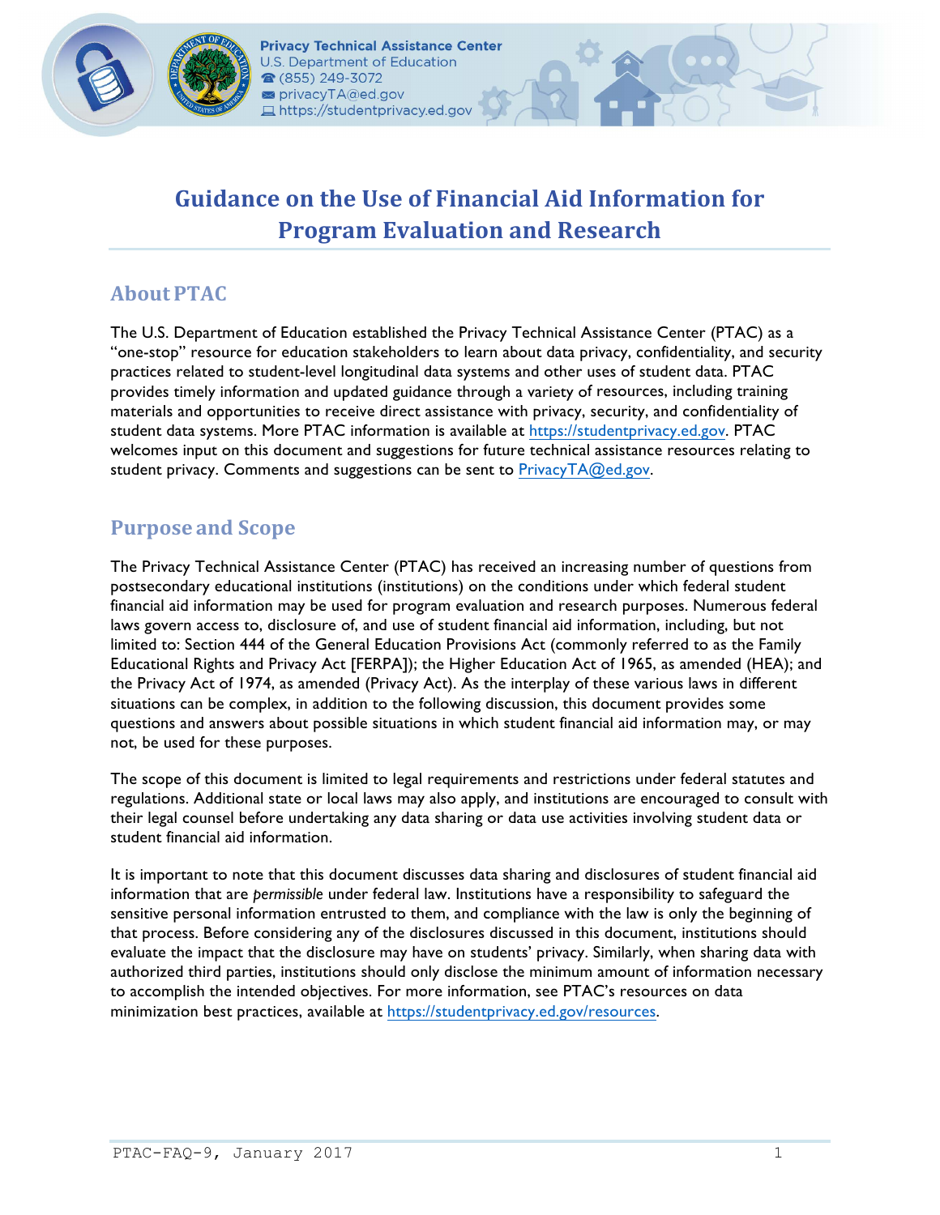Privacy Technical Assistance Center
U.S. Department of Education
(855) 249-3072
privacyTA@ed.gov
https://studentprivacy.ed.gov

# Guidance on the Use of Financial Aid Information for Program Evaluation and Research

## About PTAC

The U.S. Department of Education established the Privacy Technical Assistance Center (PTAC) as a "one-stop" resource for education stakeholders to learn about data privacy, confidentiality, and security practices related to student-level longitudinal data systems and other uses of student data. PTAC provides timely information and updated guidance through a variety of resources, including training materials and opportunities to receive direct assistance with privacy, security, and confidentiality of student data systems. More PTAC information is available at https://studentprivacy.ed.gov. PTAC welcomes input on this document and suggestions for future technical assistance resources relating to student privacy. Comments and suggestions can be sent to PrivacyTA@ed.gov.

## Purpose and Scope

The Privacy Technical Assistance Center (PTAC) has received an increasing number of questions from postsecondary educational institutions (institutions) on the conditions under which federal student financial aid information may be used for program evaluation and research purposes. Numerous federal laws govern access to, disclosure of, and use of student financial aid information, including, but not limited to: Section 444 of the General Education Provisions Act (commonly referred to as the Family Educational Rights and Privacy Act [FERPA]); the Higher Education Act of 1965, as amended (HEA); and the Privacy Act of 1974, as amended (Privacy Act). As the interplay of these various laws in different situations can be complex, in addition to the following discussion, this document provides some questions and answers about possible situations in which student financial aid information may, or may not, be used for these purposes.

The scope of this document is limited to legal requirements and restrictions under federal statutes and regulations. Additional state or local laws may also apply, and institutions are encouraged to consult with their legal counsel before undertaking any data sharing or data use activities involving student data or student financial aid information.

It is important to note that this document discusses data sharing and disclosures of student financial aid information that are *permissible* under federal law. Institutions have a responsibility to safeguard the sensitive personal information entrusted to them, and compliance with the law is only the beginning of that process. Before considering any of the disclosures discussed in this document, institutions should evaluate the impact that the disclosure may have on students' privacy. Similarly, when sharing data with authorized third parties, institutions should only disclose the minimum amount of information necessary to accomplish the intended objectives. For more information, see PTAC's resources on data minimization best practices, available at https://studentprivacy.ed.gov/resources.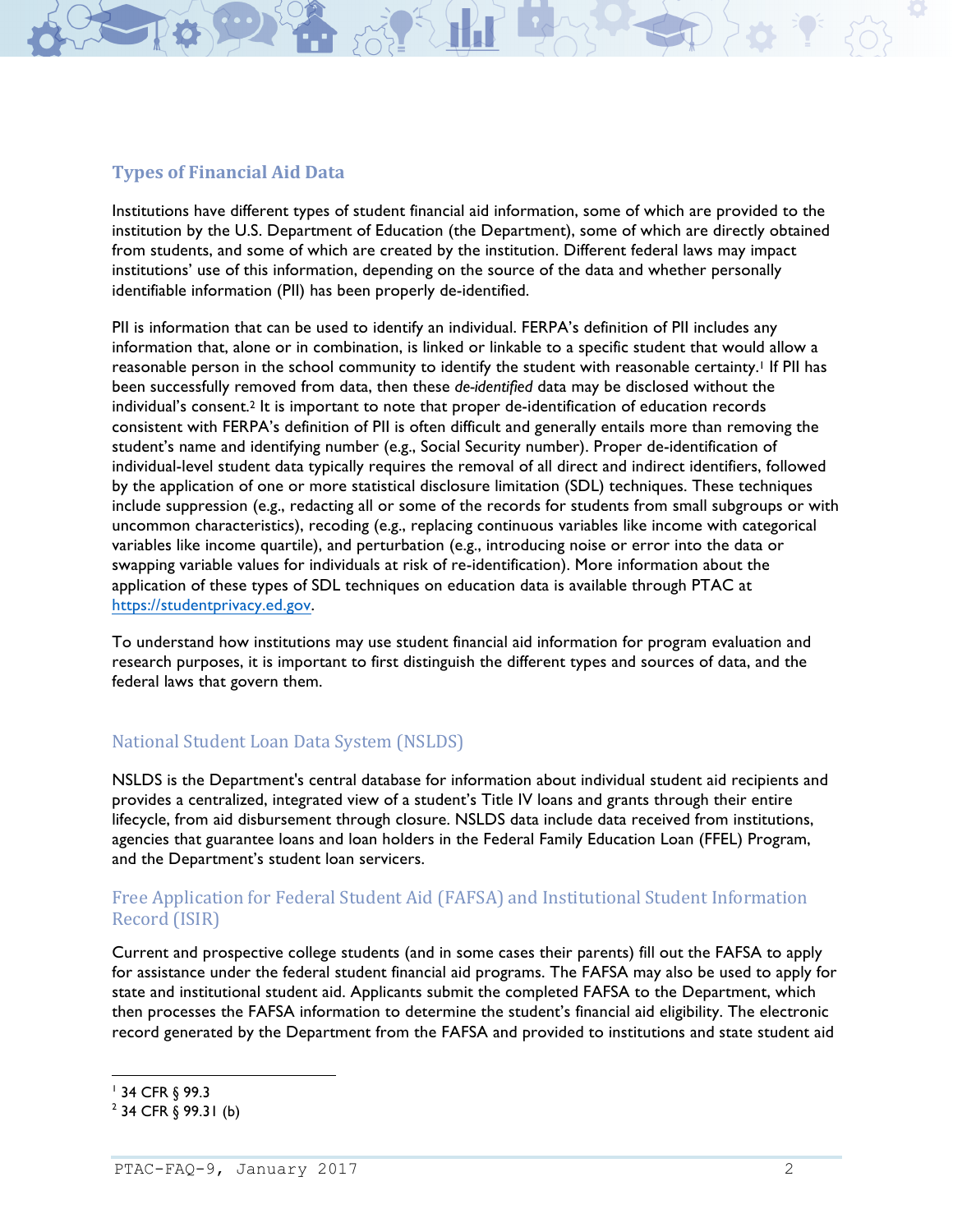## Types of Financial Aid Data

Institutions have different types of student financial aid information, some of which are provided to the institution by the U.S. Department of Education (the Department), some of which are directly obtained from students, and some of which are created by the institution. Different federal laws may impact institutions' use of this information, depending on the source of the data and whether personally identifiable information (PII) has been properly de-identified.

PII is information that can be used to identify an individual. FERPA's definition of PII includes any information that, alone or in combination, is linked or linkable to a specific student that would allow a reasonable person in the school community to identify the student with reasonable certainty.[1] If PII has been successfully removed from data, then these *de-identified* data may be disclosed without the individual's consent.[2] It is important to note that proper de-identification of education records consistent with FERPA's definition of PII is often difficult and generally entails more than removing the student's name and identifying number (e.g., Social Security number). Proper de-identification of individual-level student data typically requires the removal of all direct and indirect identifiers, followed by the application of one or more statistical disclosure limitation (SDL) techniques. These techniques include suppression (e.g., redacting all or some of the records for students from small subgroups or with uncommon characteristics), recoding (e.g., replacing continuous variables like income with categorical variables like income quartile), and perturbation (e.g., introducing noise or error into the data or swapping variable values for individuals at risk of re-identification). More information about the application of these types of SDL techniques on education data is available through PTAC at https://studentprivacy.ed.gov.

To understand how institutions may use student financial aid information for program evaluation and research purposes, it is important to first distinguish the different types and sources of data, and the federal laws that govern them.

### National Student Loan Data System (NSLDS)

NSLDS is the Department's central database for information about individual student aid recipients and provides a centralized, integrated view of a student's Title IV loans and grants through their entire lifecycle, from aid disbursement through closure. NSLDS data include data received from institutions, agencies that guarantee loans and loan holders in the Federal Family Education Loan (FFEL) Program, and the Department's student loan servicers.

### Free Application for Federal Student Aid (FAFSA) and Institutional Student Information Record (ISIR)

Current and prospective college students (and in some cases their parents) fill out the FAFSA to apply for assistance under the federal student financial aid programs. The FAFSA may also be used to apply for state and institutional student aid. Applicants submit the completed FAFSA to the Department, which then processes the FAFSA information to determine the student's financial aid eligibility. The electronic record generated by the Department from the FAFSA and provided to institutions and state student aid

---

[1] 34 CFR § 99.3

[2] 34 CFR § 99.31 (b)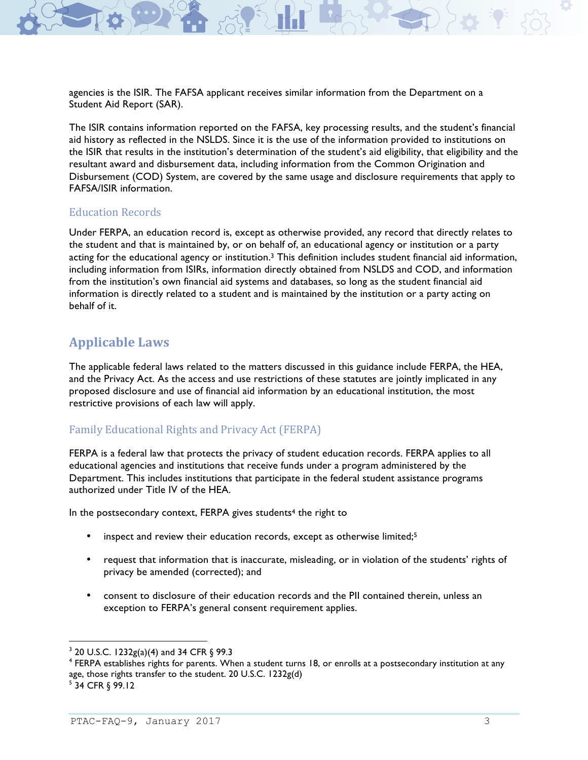agencies is the ISIR. The FAFSA applicant receives similar information from the Department on a Student Aid Report (SAR).

The ISIR contains information reported on the FAFSA, key processing results, and the student's financial aid history as reflected in the NSLDS. Since it is the use of the information provided to institutions on the ISIR that results in the institution's determination of the student's aid eligibility, that eligibility and the resultant award and disbursement data, including information from the Common Origination and Disbursement (COD) System, are covered by the same usage and disclosure requirements that apply to FAFSA/ISIR information.

### Education Records

Under FERPA, an education record is, except as otherwise provided, any record that directly relates to the student and that is maintained by, or on behalf of, an educational agency or institution or a party acting for the educational agency or institution.[3] This definition includes student financial aid information, including information from ISIRs, information directly obtained from NSLDS and COD, and information from the institution's own financial aid systems and databases, so long as the student financial aid information is directly related to a student and is maintained by the institution or a party acting on behalf of it.

## Applicable Laws

The applicable federal laws related to the matters discussed in this guidance include FERPA, the HEA, and the Privacy Act. As the access and use restrictions of these statutes are jointly implicated in any proposed disclosure and use of financial aid information by an educational institution, the most restrictive provisions of each law will apply.

### Family Educational Rights and Privacy Act (FERPA)

FERPA is a federal law that protects the privacy of student education records. FERPA applies to all educational agencies and institutions that receive funds under a program administered by the Department. This includes institutions that participate in the federal student assistance programs authorized under Title IV of the HEA.

In the postsecondary context, FERPA gives students[4] the right to

- inspect and review their education records, except as otherwise limited;[5]
- request that information that is inaccurate, misleading, or in violation of the students' rights of privacy be amended (corrected); and
- consent to disclosure of their education records and the PII contained therein, unless an exception to FERPA's general consent requirement applies.

---

[3] 20 U.S.C. 1232g(a)(4) and 34 CFR § 99.3

[4] FERPA establishes rights for parents. When a student turns 18, or enrolls at a postsecondary institution at any age, those rights transfer to the student. 20 U.S.C. 1232g(d)

[5] 34 CFR § 99.12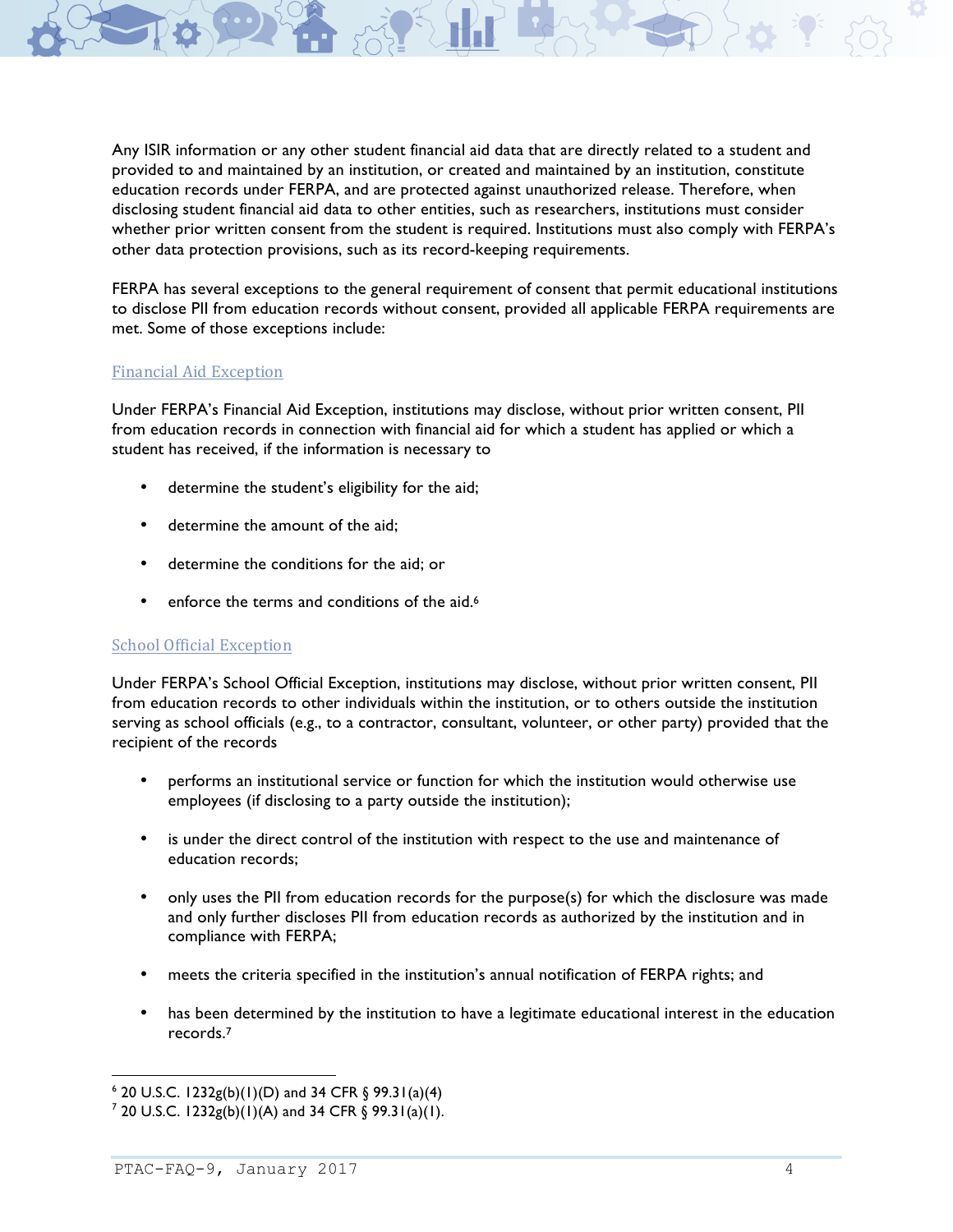Any ISIR information or any other student financial aid data that are directly related to a student and provided to and maintained by an institution, or created and maintained by an institution, constitute education records under FERPA, and are protected against unauthorized release. Therefore, when disclosing student financial aid data to other entities, such as researchers, institutions must consider whether prior written consent from the student is required. Institutions must also comply with FERPA's other data protection provisions, such as its record-keeping requirements.

FERPA has several exceptions to the general requirement of consent that permit educational institutions to disclose PII from education records without consent, provided all applicable FERPA requirements are met. Some of those exceptions include:

### Financial Aid Exception

Under FERPA's Financial Aid Exception, institutions may disclose, without prior written consent, PII from education records in connection with financial aid for which a student has applied or which a student has received, if the information is necessary to

- determine the student's eligibility for the aid;
- determine the amount of the aid;
- determine the conditions for the aid; or
- enforce the terms and conditions of the aid.[6]

### School Official Exception

Under FERPA's School Official Exception, institutions may disclose, without prior written consent, PII from education records to other individuals within the institution, or to others outside the institution serving as school officials (e.g., to a contractor, consultant, volunteer, or other party) provided that the recipient of the records

- performs an institutional service or function for which the institution would otherwise use employees (if disclosing to a party outside the institution);
- is under the direct control of the institution with respect to the use and maintenance of education records;
- only uses the PII from education records for the purpose(s) for which the disclosure was made and only further discloses PII from education records as authorized by the institution and in compliance with FERPA;
- meets the criteria specified in the institution's annual notification of FERPA rights; and
- has been determined by the institution to have a legitimate educational interest in the education records.[7]

---

[6] 20 U.S.C. 1232g(b)(1)(D) and 34 CFR § 99.31(a)(4)

[7] 20 U.S.C. 1232g(b)(1)(A) and 34 CFR § 99.31(a)(1).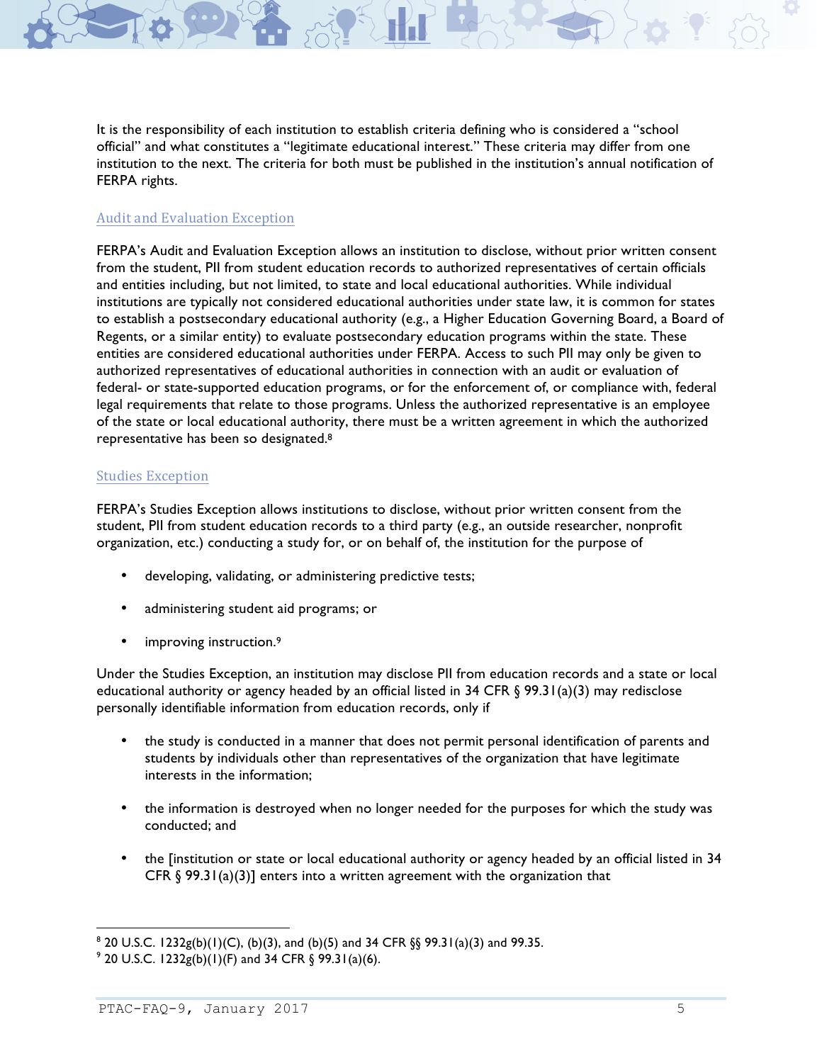It is the responsibility of each institution to establish criteria defining who is considered a "school official" and what constitutes a "legitimate educational interest." These criteria may differ from one institution to the next. The criteria for both must be published in the institution's annual notification of FERPA rights.

### Audit and Evaluation Exception

FERPA's Audit and Evaluation Exception allows an institution to disclose, without prior written consent from the student, PII from student education records to authorized representatives of certain officials and entities including, but not limited, to state and local educational authorities. While individual institutions are typically not considered educational authorities under state law, it is common for states to establish a postsecondary educational authority (e.g., a Higher Education Governing Board, a Board of Regents, or a similar entity) to evaluate postsecondary education programs within the state. These entities are considered educational authorities under FERPA. Access to such PII may only be given to authorized representatives of educational authorities in connection with an audit or evaluation of federal- or state-supported education programs, or for the enforcement of, or compliance with, federal legal requirements that relate to those programs. Unless the authorized representative is an employee of the state or local educational authority, there must be a written agreement in which the authorized representative has been so designated.[8]

### Studies Exception

FERPA's Studies Exception allows institutions to disclose, without prior written consent from the student, PII from student education records to a third party (e.g., an outside researcher, nonprofit organization, etc.) conducting a study for, or on behalf of, the institution for the purpose of

- developing, validating, or administering predictive tests;
- administering student aid programs; or
- improving instruction.[9]

Under the Studies Exception, an institution may disclose PII from education records and a state or local educational authority or agency headed by an official listed in 34 CFR § 99.31(a)(3) may redisclose personally identifiable information from education records, only if

- the study is conducted in a manner that does not permit personal identification of parents and students by individuals other than representatives of the organization that have legitimate interests in the information;
- the information is destroyed when no longer needed for the purposes for which the study was conducted; and
- the [institution or state or local educational authority or agency headed by an official listed in 34 CFR § 99.31(a)(3)] enters into a written agreement with the organization that

---

[8] 20 U.S.C. 1232g(b)(1)(C), (b)(3), and (b)(5) and 34 CFR §§ 99.31(a)(3) and 99.35.

[9] 20 U.S.C. 1232g(b)(1)(F) and 34 CFR § 99.31(a)(6).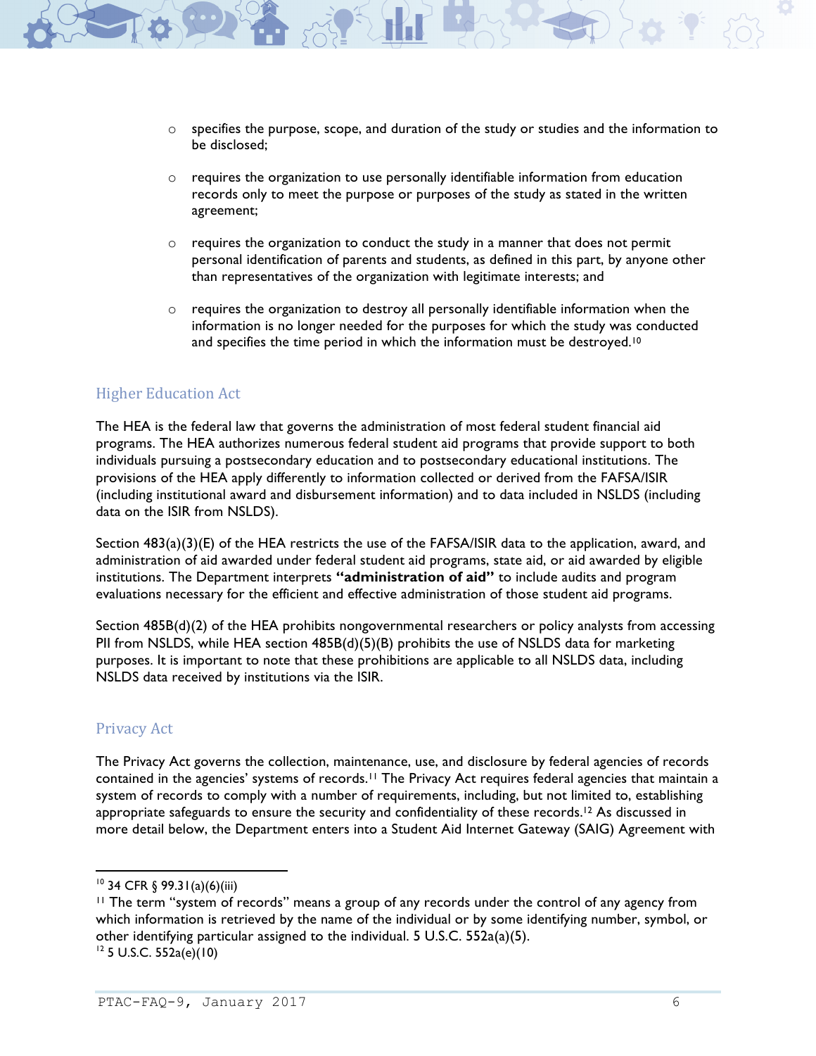- specifies the purpose, scope, and duration of the study or studies and the information to be disclosed;
- requires the organization to use personally identifiable information from education records only to meet the purpose or purposes of the study as stated in the written agreement;
- requires the organization to conduct the study in a manner that does not permit personal identification of parents and students, as defined in this part, by anyone other than representatives of the organization with legitimate interests; and
- requires the organization to destroy all personally identifiable information when the information is no longer needed for the purposes for which the study was conducted and specifies the time period in which the information must be destroyed.[10]

## Higher Education Act

The HEA is the federal law that governs the administration of most federal student financial aid programs. The HEA authorizes numerous federal student aid programs that provide support to both individuals pursuing a postsecondary education and to postsecondary educational institutions. The provisions of the HEA apply differently to information collected or derived from the FAFSA/ISIR (including institutional award and disbursement information) and to data included in NSLDS (including data on the ISIR from NSLDS).

Section 483(a)(3)(E) of the HEA restricts the use of the FAFSA/ISIR data to the application, award, and administration of aid awarded under federal student aid programs, state aid, or aid awarded by eligible institutions. The Department interprets **"administration of aid"** to include audits and program evaluations necessary for the efficient and effective administration of those student aid programs.

Section 485B(d)(2) of the HEA prohibits nongovernmental researchers or policy analysts from accessing PII from NSLDS, while HEA section 485B(d)(5)(B) prohibits the use of NSLDS data for marketing purposes. It is important to note that these prohibitions are applicable to all NSLDS data, including NSLDS data received by institutions via the ISIR.

## Privacy Act

The Privacy Act governs the collection, maintenance, use, and disclosure by federal agencies of records contained in the agencies' systems of records.[11] The Privacy Act requires federal agencies that maintain a system of records to comply with a number of requirements, including, but not limited to, establishing appropriate safeguards to ensure the security and confidentiality of these records.[12] As discussed in more detail below, the Department enters into a Student Aid Internet Gateway (SAIG) Agreement with

---

[10] 34 CFR § 99.31(a)(6)(iii)

[11] The term "system of records" means a group of any records under the control of any agency from which information is retrieved by the name of the individual or by some identifying number, symbol, or other identifying particular assigned to the individual. 5 U.S.C. 552a(a)(5).

[12] 5 U.S.C. 552a(e)(10)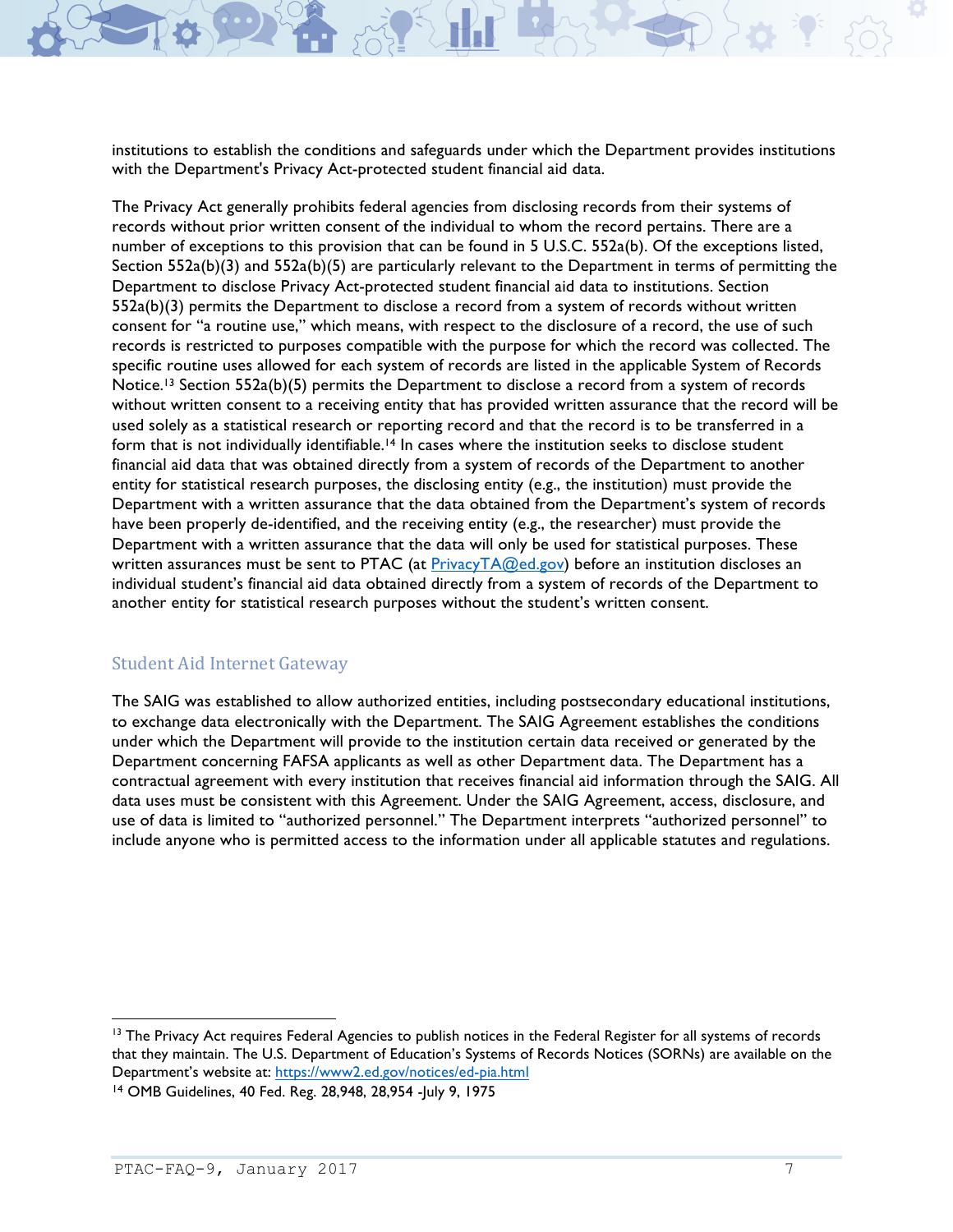institutions to establish the conditions and safeguards under which the Department provides institutions with the Department's Privacy Act-protected student financial aid data.

The Privacy Act generally prohibits federal agencies from disclosing records from their systems of records without prior written consent of the individual to whom the record pertains. There are a number of exceptions to this provision that can be found in 5 U.S.C. 552a(b). Of the exceptions listed, Section 552a(b)(3) and 552a(b)(5) are particularly relevant to the Department in terms of permitting the Department to disclose Privacy Act-protected student financial aid data to institutions. Section 552a(b)(3) permits the Department to disclose a record from a system of records without written consent for "a routine use," which means, with respect to the disclosure of a record, the use of such records is restricted to purposes compatible with the purpose for which the record was collected. The specific routine uses allowed for each system of records are listed in the applicable System of Records Notice.[13] Section 552a(b)(5) permits the Department to disclose a record from a system of records without written consent to a receiving entity that has provided written assurance that the record will be used solely as a statistical research or reporting record and that the record is to be transferred in a form that is not individually identifiable.[14] In cases where the institution seeks to disclose student financial aid data that was obtained directly from a system of records of the Department to another entity for statistical research purposes, the disclosing entity (e.g., the institution) must provide the Department with a written assurance that the data obtained from the Department's system of records have been properly de-identified, and the receiving entity (e.g., the researcher) must provide the Department with a written assurance that the data will only be used for statistical purposes. These written assurances must be sent to PTAC (at PrivacyTA@ed.gov) before an institution discloses an individual student's financial aid data obtained directly from a system of records of the Department to another entity for statistical research purposes without the student's written consent.

## Student Aid Internet Gateway

The SAIG was established to allow authorized entities, including postsecondary educational institutions, to exchange data electronically with the Department. The SAIG Agreement establishes the conditions under which the Department will provide to the institution certain data received or generated by the Department concerning FAFSA applicants as well as other Department data. The Department has a contractual agreement with every institution that receives financial aid information through the SAIG. All data uses must be consistent with this Agreement. Under the SAIG Agreement, access, disclosure, and use of data is limited to "authorized personnel." The Department interprets "authorized personnel" to include anyone who is permitted access to the information under all applicable statutes and regulations.

---

[13] The Privacy Act requires Federal Agencies to publish notices in the Federal Register for all systems of records that they maintain. The U.S. Department of Education's Systems of Records Notices (SORNs) are available on the Department's website at: https://www2.ed.gov/notices/ed-pia.html

[14] OMB Guidelines, 40 Fed. Reg. 28,948, 28,954 -July 9, 1975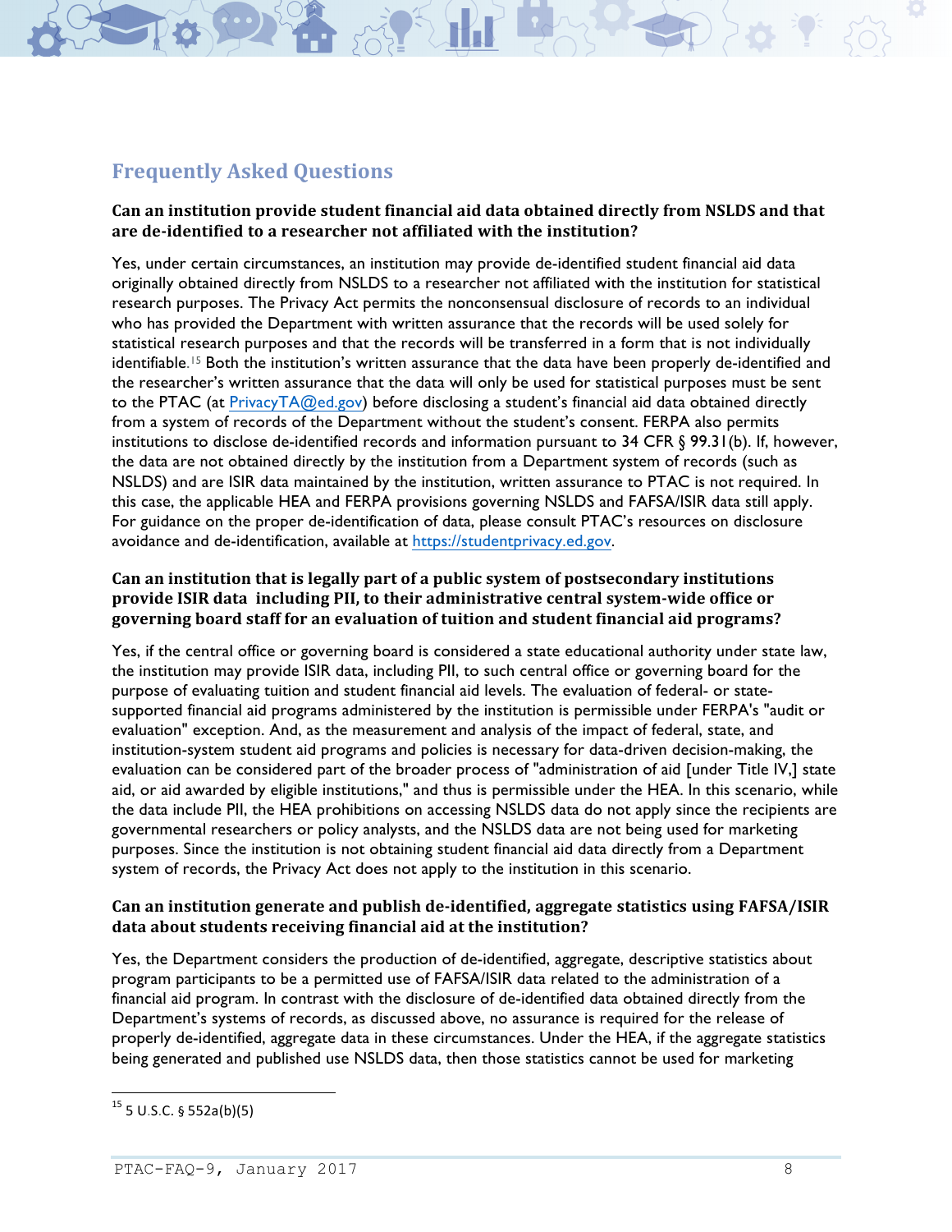## Frequently Asked Questions

**Can an institution provide student financial aid data obtained directly from NSLDS and that are de-identified to a researcher not affiliated with the institution?**

Yes, under certain circumstances, an institution may provide de-identified student financial aid data originally obtained directly from NSLDS to a researcher not affiliated with the institution for statistical research purposes. The Privacy Act permits the nonconsensual disclosure of records to an individual who has provided the Department with written assurance that the records will be used solely for statistical research purposes and that the records will be transferred in a form that is not individually identifiable.[15] Both the institution's written assurance that the data have been properly de-identified and the researcher's written assurance that the data will only be used for statistical purposes must be sent to the PTAC (at PrivacyTA@ed.gov) before disclosing a student's financial aid data obtained directly from a system of records of the Department without the student's consent. FERPA also permits institutions to disclose de-identified records and information pursuant to 34 CFR § 99.31(b). If, however, the data are not obtained directly by the institution from a Department system of records (such as NSLDS) and are ISIR data maintained by the institution, written assurance to PTAC is not required. In this case, the applicable HEA and FERPA provisions governing NSLDS and FAFSA/ISIR data still apply. For guidance on the proper de-identification of data, please consult PTAC's resources on disclosure avoidance and de-identification, available at https://studentprivacy.ed.gov.

**Can an institution that is legally part of a public system of postsecondary institutions provide ISIR data including PII, to their administrative central system-wide office or governing board staff for an evaluation of tuition and student financial aid programs?**

Yes, if the central office or governing board is considered a state educational authority under state law, the institution may provide ISIR data, including PII, to such central office or governing board for the purpose of evaluating tuition and student financial aid levels. The evaluation of federal- or state-supported financial aid programs administered by the institution is permissible under FERPA's "audit or evaluation" exception. And, as the measurement and analysis of the impact of federal, state, and institution-system student aid programs and policies is necessary for data-driven decision-making, the evaluation can be considered part of the broader process of "administration of aid [under Title IV,] state aid, or aid awarded by eligible institutions," and thus is permissible under the HEA. In this scenario, while the data include PII, the HEA prohibitions on accessing NSLDS data do not apply since the recipients are governmental researchers or policy analysts, and the NSLDS data are not being used for marketing purposes. Since the institution is not obtaining student financial aid data directly from a Department system of records, the Privacy Act does not apply to the institution in this scenario.

**Can an institution generate and publish de-identified, aggregate statistics using FAFSA/ISIR data about students receiving financial aid at the institution?**

Yes, the Department considers the production of de-identified, aggregate, descriptive statistics about program participants to be a permitted use of FAFSA/ISIR data related to the administration of a financial aid program. In contrast with the disclosure of de-identified data obtained directly from the Department's systems of records, as discussed above, no assurance is required for the release of properly de-identified, aggregate data in these circumstances. Under the HEA, if the aggregate statistics being generated and published use NSLDS data, then those statistics cannot be used for marketing

[15] 5 U.S.C. § 552a(b)(5)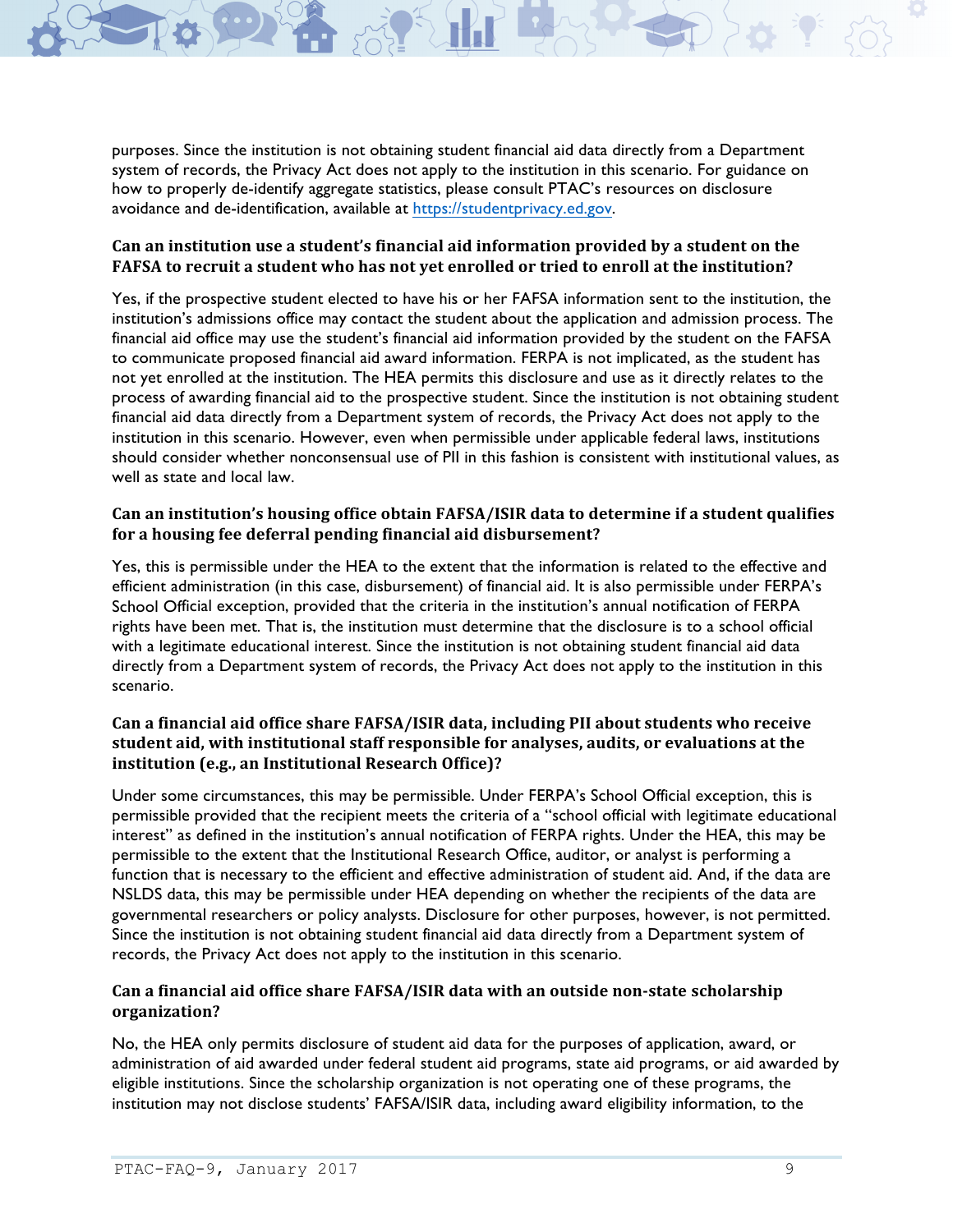purposes. Since the institution is not obtaining student financial aid data directly from a Department system of records, the Privacy Act does not apply to the institution in this scenario. For guidance on how to properly de-identify aggregate statistics, please consult PTAC's resources on disclosure avoidance and de-identification, available at https://studentprivacy.ed.gov.

**Can an institution use a student's financial aid information provided by a student on the FAFSA to recruit a student who has not yet enrolled or tried to enroll at the institution?**

Yes, if the prospective student elected to have his or her FAFSA information sent to the institution, the institution's admissions office may contact the student about the application and admission process. The financial aid office may use the student's financial aid information provided by the student on the FAFSA to communicate proposed financial aid award information. FERPA is not implicated, as the student has not yet enrolled at the institution. The HEA permits this disclosure and use as it directly relates to the process of awarding financial aid to the prospective student. Since the institution is not obtaining student financial aid data directly from a Department system of records, the Privacy Act does not apply to the institution in this scenario. However, even when permissible under applicable federal laws, institutions should consider whether nonconsensual use of PII in this fashion is consistent with institutional values, as well as state and local law.

**Can an institution's housing office obtain FAFSA/ISIR data to determine if a student qualifies for a housing fee deferral pending financial aid disbursement?**

Yes, this is permissible under the HEA to the extent that the information is related to the effective and efficient administration (in this case, disbursement) of financial aid. It is also permissible under FERPA's School Official exception, provided that the criteria in the institution's annual notification of FERPA rights have been met. That is, the institution must determine that the disclosure is to a school official with a legitimate educational interest. Since the institution is not obtaining student financial aid data directly from a Department system of records, the Privacy Act does not apply to the institution in this scenario.

**Can a financial aid office share FAFSA/ISIR data, including PII about students who receive student aid, with institutional staff responsible for analyses, audits, or evaluations at the institution (e.g., an Institutional Research Office)?**

Under some circumstances, this may be permissible. Under FERPA's School Official exception, this is permissible provided that the recipient meets the criteria of a "school official with legitimate educational interest" as defined in the institution's annual notification of FERPA rights. Under the HEA, this may be permissible to the extent that the Institutional Research Office, auditor, or analyst is performing a function that is necessary to the efficient and effective administration of student aid. And, if the data are NSLDS data, this may be permissible under HEA depending on whether the recipients of the data are governmental researchers or policy analysts. Disclosure for other purposes, however, is not permitted. Since the institution is not obtaining student financial aid data directly from a Department system of records, the Privacy Act does not apply to the institution in this scenario.

**Can a financial aid office share FAFSA/ISIR data with an outside non-state scholarship organization?**

No, the HEA only permits disclosure of student aid data for the purposes of application, award, or administration of aid awarded under federal student aid programs, state aid programs, or aid awarded by eligible institutions. Since the scholarship organization is not operating one of these programs, the institution may not disclose students' FAFSA/ISIR data, including award eligibility information, to the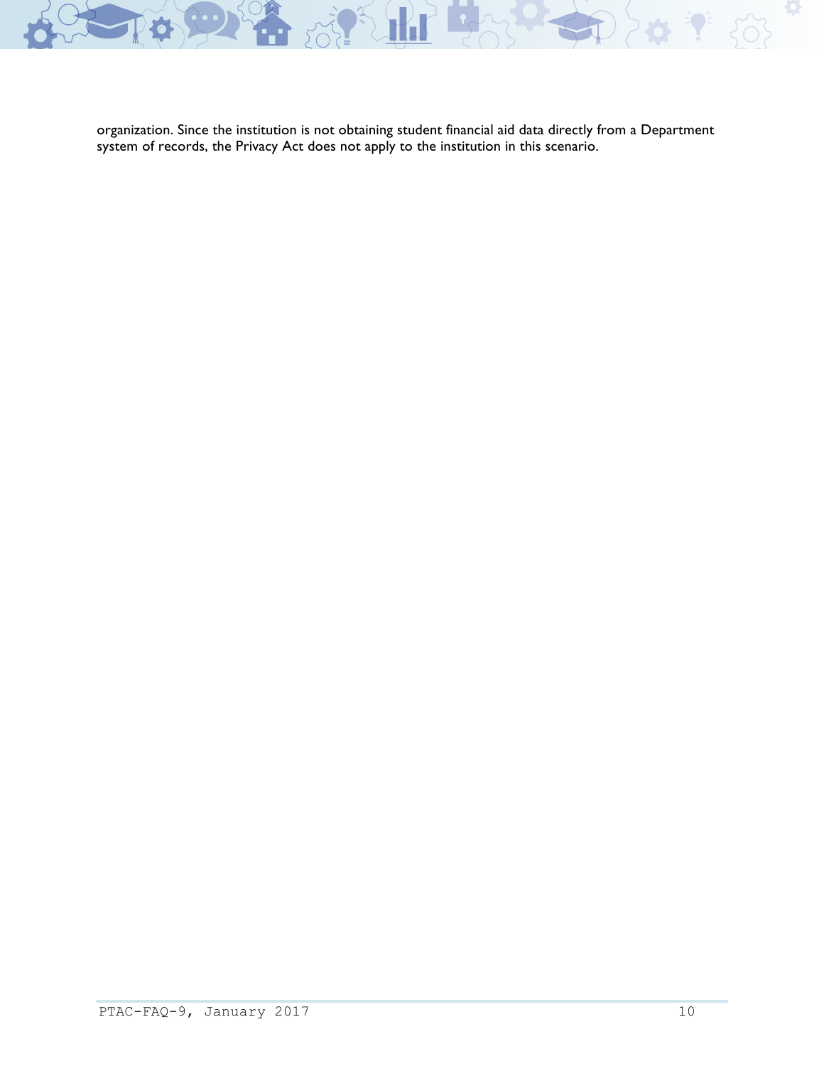organization. Since the institution is not obtaining student financial aid data directly from a Department system of records, the Privacy Act does not apply to the institution in this scenario.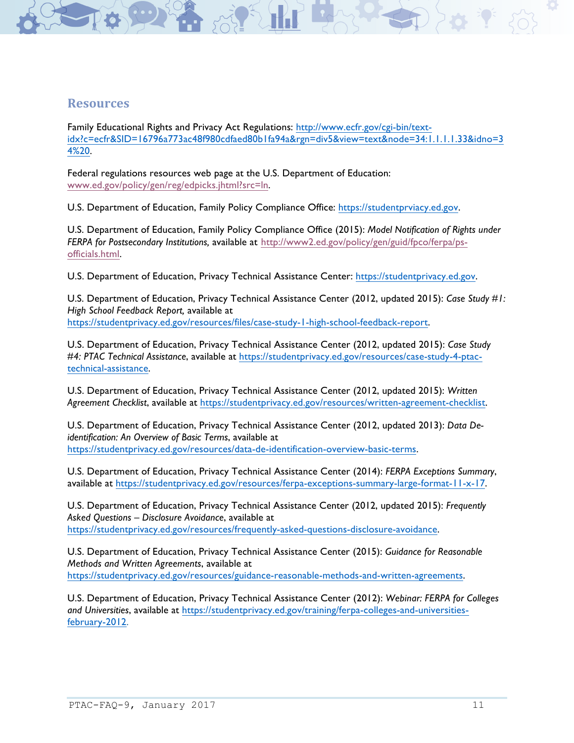## Resources

Family Educational Rights and Privacy Act Regulations: http://www.ecfr.gov/cgi-bin/text-idx?c=ecfr&SID=16796a773ac48f980cdfaed80b1fa94a&rgn=div5&view=text&node=34:1.1.1.1.33&idno=34%20.

Federal regulations resources web page at the U.S. Department of Education: www.ed.gov/policy/gen/reg/edpicks.jhtml?src=ln.

U.S. Department of Education, Family Policy Compliance Office: https://studentprviacy.ed.gov.

U.S. Department of Education, Family Policy Compliance Office (2015): *Model Notification of Rights under FERPA for Postsecondary Institutions,* available at http://www2.ed.gov/policy/gen/guid/fpco/ferpa/ps-officials.html.

U.S. Department of Education, Privacy Technical Assistance Center: https://studentprivacy.ed.gov.

U.S. Department of Education, Privacy Technical Assistance Center (2012, updated 2015): *Case Study #1: High School Feedback Report,* available at https://studentprivacy.ed.gov/resources/files/case-study-1-high-school-feedback-report.

U.S. Department of Education, Privacy Technical Assistance Center (2012, updated 2015): *Case Study #4: PTAC Technical Assistance*, available at https://studentprivacy.ed.gov/resources/case-study-4-ptac-technical-assistance.

U.S. Department of Education, Privacy Technical Assistance Center (2012, updated 2015): *Written Agreement Checklist*, available at https://studentprivacy.ed.gov/resources/written-agreement-checklist.

U.S. Department of Education, Privacy Technical Assistance Center (2012, updated 2013): *Data De-identification: An Overview of Basic Terms*, available at https://studentprivacy.ed.gov/resources/data-de-identification-overview-basic-terms.

U.S. Department of Education, Privacy Technical Assistance Center (2014): *FERPA Exceptions Summary*, available at https://studentprivacy.ed.gov/resources/ferpa-exceptions-summary-large-format-11-x-17.

U.S. Department of Education, Privacy Technical Assistance Center (2012, updated 2015): *Frequently Asked Questions – Disclosure Avoidance*, available at https://studentprivacy.ed.gov/resources/frequently-asked-questions-disclosure-avoidance.

U.S. Department of Education, Privacy Technical Assistance Center (2015): *Guidance for Reasonable Methods and Written Agreements*, available at https://studentprivacy.ed.gov/resources/guidance-reasonable-methods-and-written-agreements.

U.S. Department of Education, Privacy Technical Assistance Center (2012): *Webinar: FERPA for Colleges and Universities*, available at https://studentprivacy.ed.gov/training/ferpa-colleges-and-universities-february-2012.